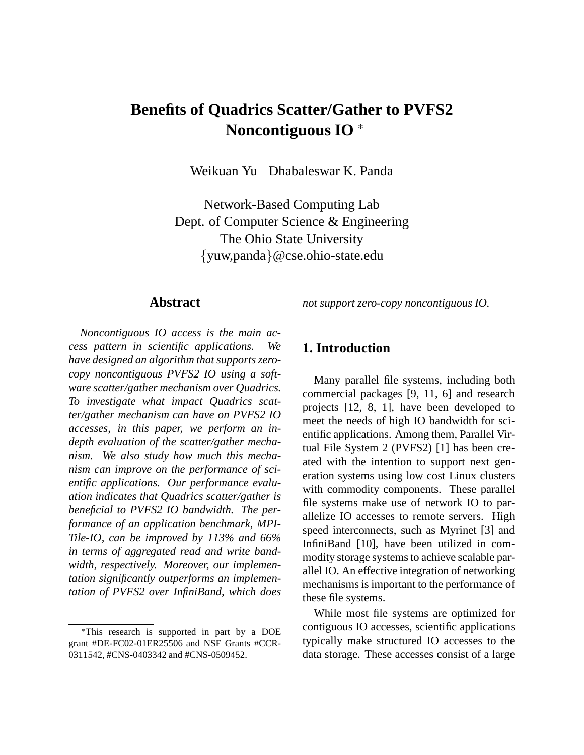# Benefits of Quadrics Scatter/Gather to PVFS2 Noncontiguous IO *

Weikuan Yu Dhabaleswar K. Panda

Network-Based Computing Lab
Dept. of Computer Science & Engineering
The Ohio State University
{yuw,panda}@cse.ohio-state.edu

## Abstract

*Noncontiguous IO access is the main access pattern in scientific applications. We have designed an algorithm that supports zero-copy noncontiguous PVFS2 IO using a software scatter/gather mechanism over Quadrics. To investigate what impact Quadrics scatter/gather mechanism can have on PVFS2 IO accesses, in this paper, we perform an in-depth evaluation of the scatter/gather mechanism. We also study how much this mechanism can improve on the performance of scientific applications. Our performance evaluation indicates that Quadrics scatter/gather is beneficial to PVFS2 IO bandwidth. The performance of an application benchmark, MPI-Tile-IO, can be improved by 113% and 66% in terms of aggregated read and write bandwidth, respectively. Moreover, our implementation significantly outperforms an implementation of PVFS2 over InfiniBand, which does not support zero-copy noncontiguous IO.*

## 1. Introduction

Many parallel file systems, including both commercial packages [9, 11, 6] and research projects [12, 8, 1], have been developed to meet the needs of high IO bandwidth for scientific applications. Among them, Parallel Virtual File System 2 (PVFS2) [1] has been created with the intention to support next generation systems using low cost Linux clusters with commodity components. These parallel file systems make use of network IO to parallelize IO accesses to remote servers. High speed interconnects, such as Myrinet [3] and InfiniBand [10], have been utilized in commodity storage systems to achieve scalable parallel IO. An effective integration of networking mechanisms is important to the performance of these file systems.

While most file systems are optimized for contiguous IO accesses, scientific applications typically make structured IO accesses to the data storage. These accesses consist of a large

*This research is supported in part by a DOE grant #DE-FC02-01ER25506 and NSF Grants #CCR-0311542, #CNS-0403342 and #CNS-0509452.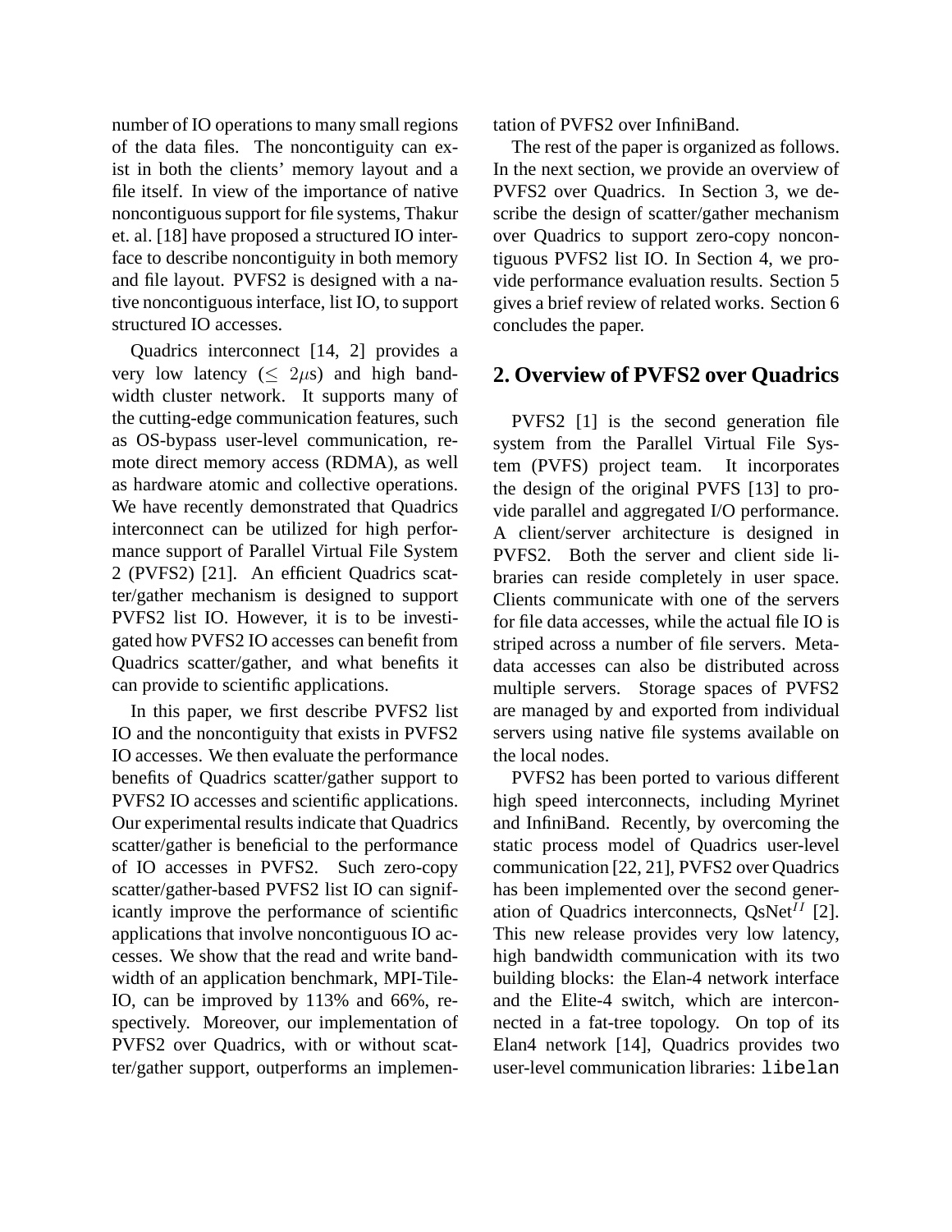number of IO operations to many small regions of the data files. The noncontiguity can exist in both the clients' memory layout and a file itself. In view of the importance of native noncontiguous support for file systems, Thakur et. al. [18] have proposed a structured IO interface to describe noncontiguity in both memory and file layout. PVFS2 is designed with a native noncontiguous interface, list IO, to support structured IO accesses.

Quadrics interconnect [14, 2] provides a very low latency ($\leq 2\mu$s) and high bandwidth cluster network. It supports many of the cutting-edge communication features, such as OS-bypass user-level communication, remote direct memory access (RDMA), as well as hardware atomic and collective operations. We have recently demonstrated that Quadrics interconnect can be utilized for high performance support of Parallel Virtual File System 2 (PVFS2) [21]. An efficient Quadrics scatter/gather mechanism is designed to support PVFS2 list IO. However, it is to be investigated how PVFS2 IO accesses can benefit from Quadrics scatter/gather, and what benefits it can provide to scientific applications.

In this paper, we first describe PVFS2 list IO and the noncontiguity that exists in PVFS2 IO accesses. We then evaluate the performance benefits of Quadrics scatter/gather support to PVFS2 IO accesses and scientific applications. Our experimental results indicate that Quadrics scatter/gather is beneficial to the performance of IO accesses in PVFS2. Such zero-copy scatter/gather-based PVFS2 list IO can significantly improve the performance of scientific applications that involve noncontiguous IO accesses. We show that the read and write bandwidth of an application benchmark, MPI-Tile-IO, can be improved by 113% and 66%, respectively. Moreover, our implementation of PVFS2 over Quadrics, with or without scatter/gather support, outperforms an implementation of PVFS2 over InfiniBand.

The rest of the paper is organized as follows. In the next section, we provide an overview of PVFS2 over Quadrics. In Section 3, we describe the design of scatter/gather mechanism over Quadrics to support zero-copy noncontiguous PVFS2 list IO. In Section 4, we provide performance evaluation results. Section 5 gives a brief review of related works. Section 6 concludes the paper.

## 2. Overview of PVFS2 over Quadrics

PVFS2 [1] is the second generation file system from the Parallel Virtual File System (PVFS) project team. It incorporates the design of the original PVFS [13] to provide parallel and aggregated I/O performance. A client/server architecture is designed in PVFS2. Both the server and client side libraries can reside completely in user space. Clients communicate with one of the servers for file data accesses, while the actual file IO is striped across a number of file servers. Metadata accesses can also be distributed across multiple servers. Storage spaces of PVFS2 are managed by and exported from individual servers using native file systems available on the local nodes.

PVFS2 has been ported to various different high speed interconnects, including Myrinet and InfiniBand. Recently, by overcoming the static process model of Quadrics user-level communication [22, 21], PVFS2 over Quadrics has been implemented over the second generation of Quadrics interconnects, QsNet$^{II}$ [2]. This new release provides very low latency, high bandwidth communication with its two building blocks: the Elan-4 network interface and the Elite-4 switch, which are interconnected in a fat-tree topology. On top of its Elan4 network [14], Quadrics provides two user-level communication libraries: `libelan`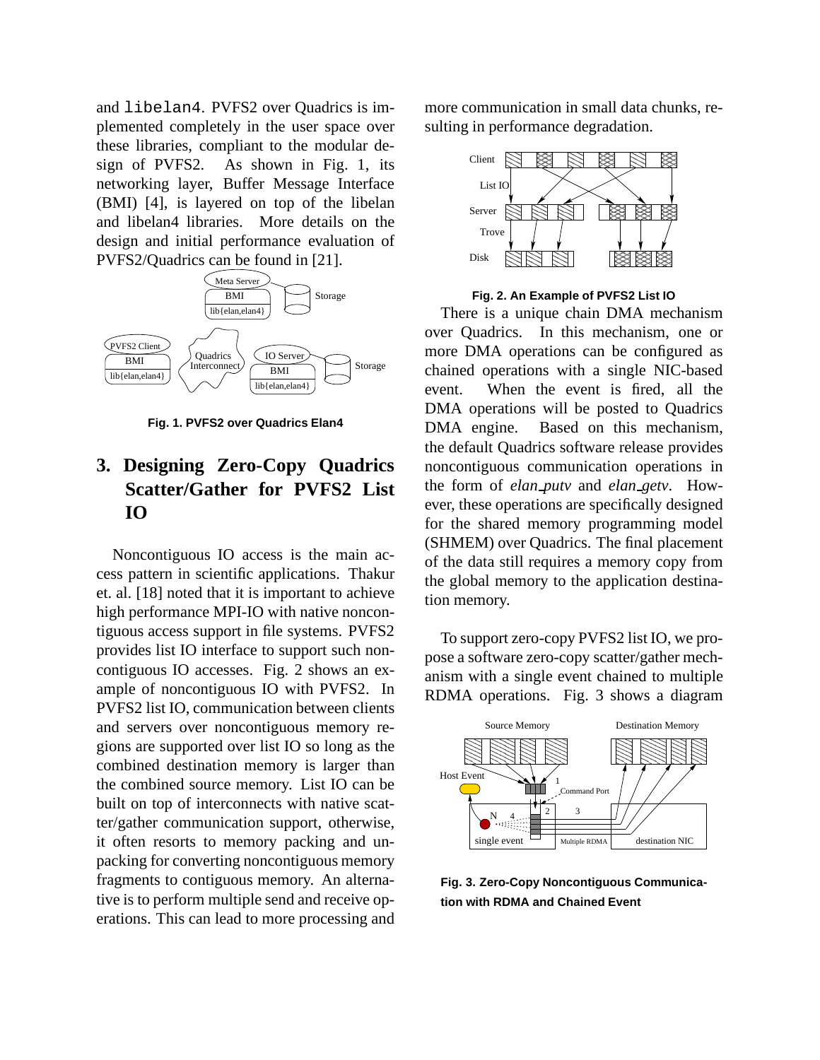and libelan4. PVFS2 over Quadrics is implemented completely in the user space over these libraries, compliant to the modular design of PVFS2. As shown in Fig. 1, its networking layer, Buffer Message Interface (BMI) [4], is layered on top of the libelan and libelan4 libraries. More details on the design and initial performance evaluation of PVFS2/Quadrics can be found in [21].

**Fig. 1. PVFS2 over Quadrics Elan4**

## 3. Designing Zero-Copy Quadrics Scatter/Gather for PVFS2 List IO

Noncontiguous IO access is the main access pattern in scientific applications. Thakur et. al. [18] noted that it is important to achieve high performance MPI-IO with native noncontiguous access support in file systems. PVFS2 provides list IO interface to support such noncontiguous IO accesses. Fig. 2 shows an example of noncontiguous IO with PVFS2. In PVFS2 list IO, communication between clients and servers over noncontiguous memory regions are supported over list IO so long as the combined destination memory is larger than the combined source memory. List IO can be built on top of interconnects with native scatter/gather communication support, otherwise, it often resorts to memory packing and unpacking for converting noncontiguous memory fragments to contiguous memory. An alternative is to perform multiple send and receive operations. This can lead to more processing and more communication in small data chunks, resulting in performance degradation.

**Fig. 2. An Example of PVFS2 List IO**

There is a unique chain DMA mechanism over Quadrics. In this mechanism, one or more DMA operations can be configured as chained operations with a single NIC-based event. When the event is fired, all the DMA operations will be posted to Quadrics DMA engine. Based on this mechanism, the default Quadrics software release provides noncontiguous communication operations in the form of *elan_putv* and *elan_getv*. However, these operations are specifically designed for the shared memory programming model (SHMEM) over Quadrics. The final placement of the data still requires a memory copy from the global memory to the application destination memory.

To support zero-copy PVFS2 list IO, we propose a software zero-copy scatter/gather mechanism with a single event chained to multiple RDMA operations. Fig. 3 shows a diagram

**Fig. 3. Zero-Copy Noncontiguous Communication with RDMA and Chained Event**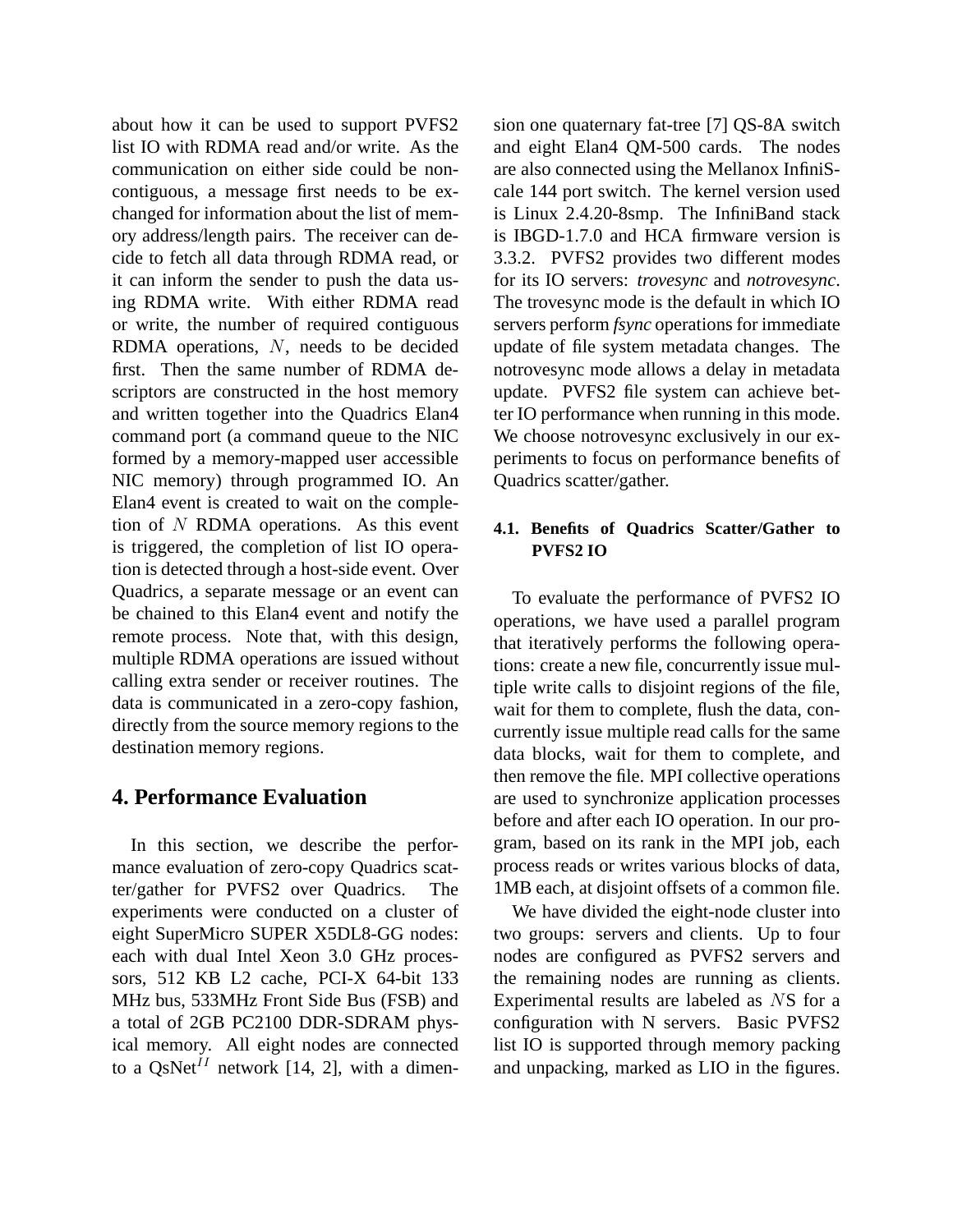about how it can be used to support PVFS2 list IO with RDMA read and/or write. As the communication on either side could be noncontiguous, a message first needs to be exchanged for information about the list of memory address/length pairs. The receiver can decide to fetch all data through RDMA read, or it can inform the sender to push the data using RDMA write. With either RDMA read or write, the number of required contiguous RDMA operations, $N$, needs to be decided first. Then the same number of RDMA descriptors are constructed in the host memory and written together into the Quadrics Elan4 command port (a command queue to the NIC formed by a memory-mapped user accessible NIC memory) through programmed IO. An Elan4 event is created to wait on the completion of $N$ RDMA operations. As this event is triggered, the completion of list IO operation is detected through a host-side event. Over Quadrics, a separate message or an event can be chained to this Elan4 event and notify the remote process. Note that, with this design, multiple RDMA operations are issued without calling extra sender or receiver routines. The data is communicated in a zero-copy fashion, directly from the source memory regions to the destination memory regions.

## 4. Performance Evaluation

In this section, we describe the performance evaluation of zero-copy Quadrics scatter/gather for PVFS2 over Quadrics. The experiments were conducted on a cluster of eight SuperMicro SUPER X5DL8-GG nodes: each with dual Intel Xeon 3.0 GHz processors, 512 KB L2 cache, PCI-X 64-bit 133 MHz bus, 533MHz Front Side Bus (FSB) and a total of 2GB PC2100 DDR-SDRAM physical memory. All eight nodes are connected to a QsNet$^{II}$ network [14, 2], with a dimension one quaternary fat-tree [7] QS-8A switch and eight Elan4 QM-500 cards. The nodes are also connected using the Mellanox InfiniScale 144 port switch. The kernel version used is Linux 2.4.20-8smp. The InfiniBand stack is IBGD-1.7.0 and HCA firmware version is 3.3.2. PVFS2 provides two different modes for its IO servers: *trovesync* and *notrovesync*. The trovesync mode is the default in which IO servers perform *fsync* operations for immediate update of file system metadata changes. The notrovesync mode allows a delay in metadata update. PVFS2 file system can achieve better IO performance when running in this mode. We choose notrovesync exclusively in our experiments to focus on performance benefits of Quadrics scatter/gather.

### 4.1. Benefits of Quadrics Scatter/Gather to PVFS2 IO

To evaluate the performance of PVFS2 IO operations, we have used a parallel program that iteratively performs the following operations: create a new file, concurrently issue multiple write calls to disjoint regions of the file, wait for them to complete, flush the data, concurrently issue multiple read calls for the same data blocks, wait for them to complete, and then remove the file. MPI collective operations are used to synchronize application processes before and after each IO operation. In our program, based on its rank in the MPI job, each process reads or writes various blocks of data, 1MB each, at disjoint offsets of a common file.

We have divided the eight-node cluster into two groups: servers and clients. Up to four nodes are configured as PVFS2 servers and the remaining nodes are running as clients. Experimental results are labeled as $N$S for a configuration with N servers. Basic PVFS2 list IO is supported through memory packing and unpacking, marked as LIO in the figures.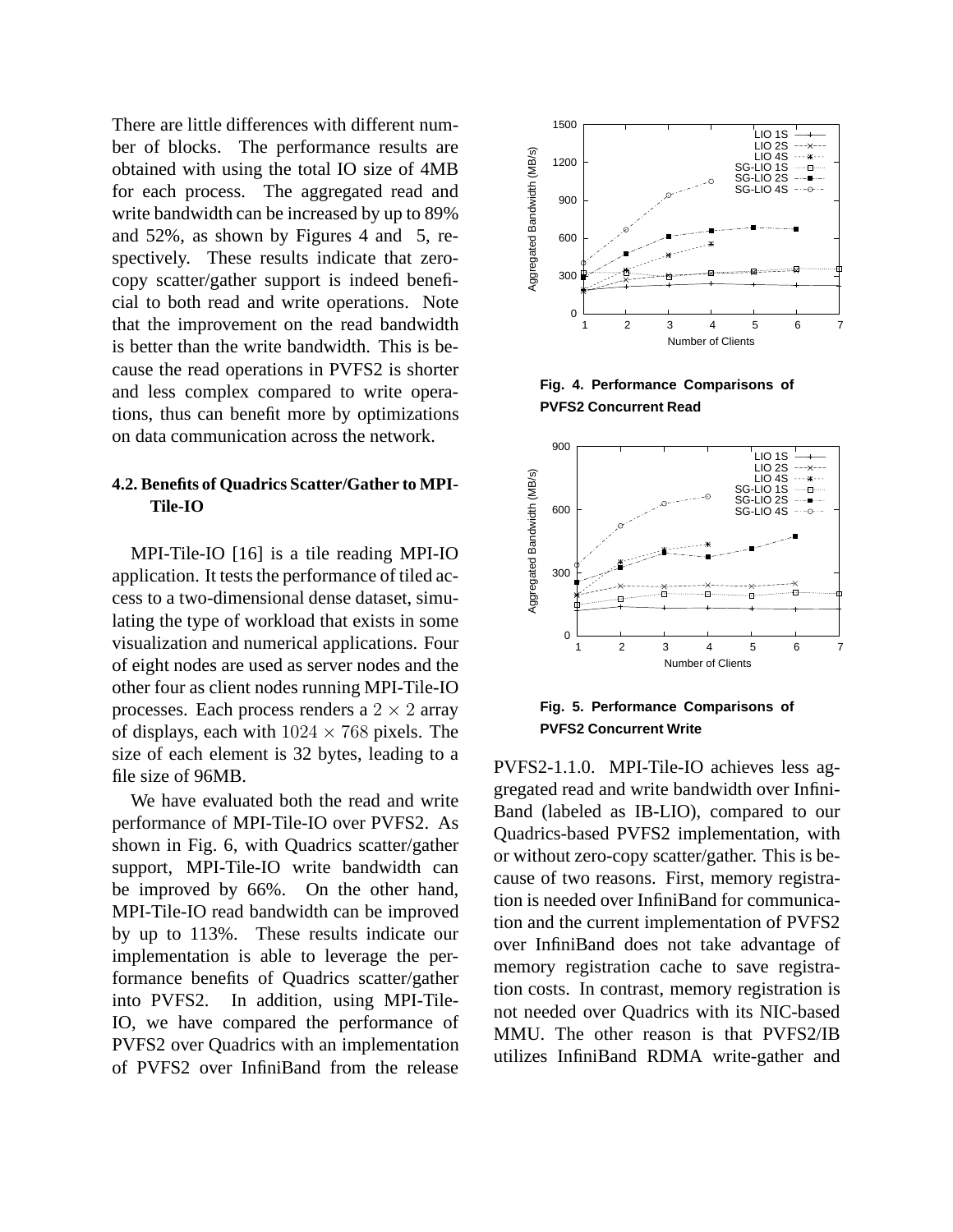There are little differences with different number of blocks. The performance results are obtained with using the total IO size of 4MB for each process. The aggregated read and write bandwidth can be increased by up to 89% and 52%, as shown by Figures 4 and 5, respectively. These results indicate that zero-copy scatter/gather support is indeed beneficial to both read and write operations. Note that the improvement on the read bandwidth is better than the write bandwidth. This is because the read operations in PVFS2 is shorter and less complex compared to write operations, thus can benefit more by optimizations on data communication across the network.

**Fig. 4. Performance Comparisons of PVFS2 Concurrent Read**

**Fig. 5. Performance Comparisons of PVFS2 Concurrent Write**

### 4.2. Benefits of Quadrics Scatter/Gather to MPI-Tile-IO

MPI-Tile-IO [16] is a tile reading MPI-IO application. It tests the performance of tiled access to a two-dimensional dense dataset, simulating the type of workload that exists in some visualization and numerical applications. Four of eight nodes are used as server nodes and the other four as client nodes running MPI-Tile-IO processes. Each process renders a $2 \times 2$ array of displays, each with $1024 \times 768$ pixels. The size of each element is 32 bytes, leading to a file size of 96MB.

We have evaluated both the read and write performance of MPI-Tile-IO over PVFS2. As shown in Fig. 6, with Quadrics scatter/gather support, MPI-Tile-IO write bandwidth can be improved by 66%. On the other hand, MPI-Tile-IO read bandwidth can be improved by up to 113%. These results indicate our implementation is able to leverage the performance benefits of Quadrics scatter/gather into PVFS2. In addition, using MPI-Tile-IO, we have compared the performance of PVFS2 over Quadrics with an implementation of PVFS2 over InfiniBand from the release PVFS2-1.1.0. MPI-Tile-IO achieves less aggregated read and write bandwidth over InfiniBand (labeled as IB-LIO), compared to our Quadrics-based PVFS2 implementation, with or without zero-copy scatter/gather. This is because of two reasons. First, memory registration is needed over InfiniBand for communication and the current implementation of PVFS2 over InfiniBand does not take advantage of memory registration cache to save registration costs. In contrast, memory registration is not needed over Quadrics with its NIC-based MMU. The other reason is that PVFS2/IB utilizes InfiniBand RDMA write-gather and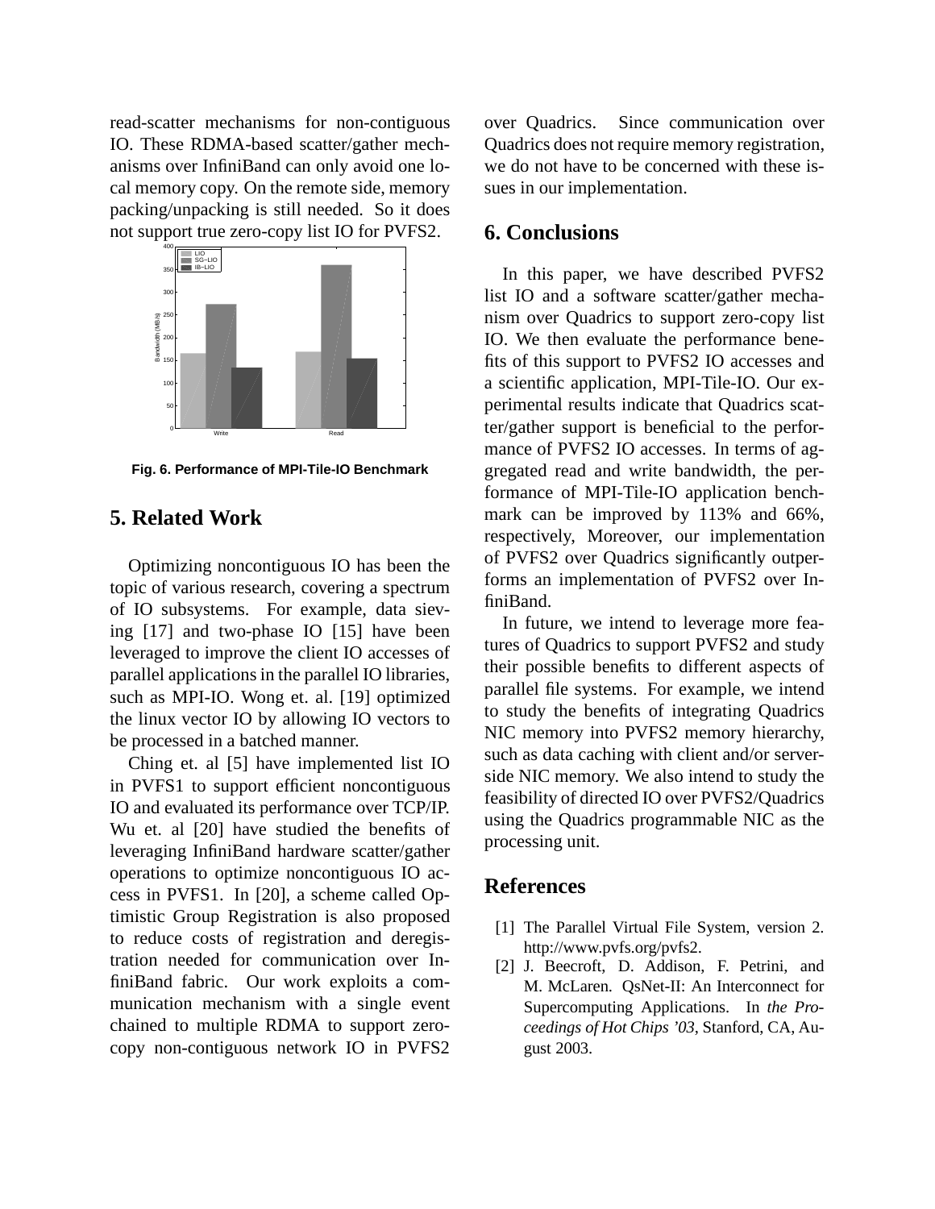read-scatter mechanisms for non-contiguous IO. These RDMA-based scatter/gather mechanisms over InfiniBand can only avoid one local memory copy. On the remote side, memory packing/unpacking is still needed. So it does not support true zero-copy list IO for PVFS2.

Fig. 6. Performance of MPI-Tile-IO Benchmark

## 5. Related Work

Optimizing noncontiguous IO has been the topic of various research, covering a spectrum of IO subsystems. For example, data sieving [17] and two-phase IO [15] have been leveraged to improve the client IO accesses of parallel applications in the parallel IO libraries, such as MPI-IO. Wong et. al. [19] optimized the linux vector IO by allowing IO vectors to be processed in a batched manner.

Ching et. al [5] have implemented list IO in PVFS1 to support efficient noncontiguous IO and evaluated its performance over TCP/IP. Wu et. al [20] have studied the benefits of leveraging InfiniBand hardware scatter/gather operations to optimize noncontiguous IO access in PVFS1. In [20], a scheme called Optimistic Group Registration is also proposed to reduce costs of registration and deregistration needed for communication over InfiniBand fabric. Our work exploits a communication mechanism with a single event chained to multiple RDMA to support zero-copy non-contiguous network IO in PVFS2 over Quadrics. Since communication over Quadrics does not require memory registration, we do not have to be concerned with these issues in our implementation.

## 6. Conclusions

In this paper, we have described PVFS2 list IO and a software scatter/gather mechanism over Quadrics to support zero-copy list IO. We then evaluate the performance benefits of this support to PVFS2 IO accesses and a scientific application, MPI-Tile-IO. Our experimental results indicate that Quadrics scatter/gather support is beneficial to the performance of PVFS2 IO accesses. In terms of aggregated read and write bandwidth, the performance of MPI-Tile-IO application benchmark can be improved by 113% and 66%, respectively, Moreover, our implementation of PVFS2 over Quadrics significantly outperforms an implementation of PVFS2 over InfiniBand.

In future, we intend to leverage more features of Quadrics to support PVFS2 and study their possible benefits to different aspects of parallel file systems. For example, we intend to study the benefits of integrating Quadrics NIC memory into PVFS2 memory hierarchy, such as data caching with client and/or server-side NIC memory. We also intend to study the feasibility of directed IO over PVFS2/Quadrics using the Quadrics programmable NIC as the processing unit.

## References

[1] The Parallel Virtual File System, version 2. http://www.pvfs.org/pvfs2.

[2] J. Beecroft, D. Addison, F. Petrini, and M. McLaren. QsNet-II: An Interconnect for Supercomputing Applications. In *the Proceedings of Hot Chips '03*, Stanford, CA, August 2003.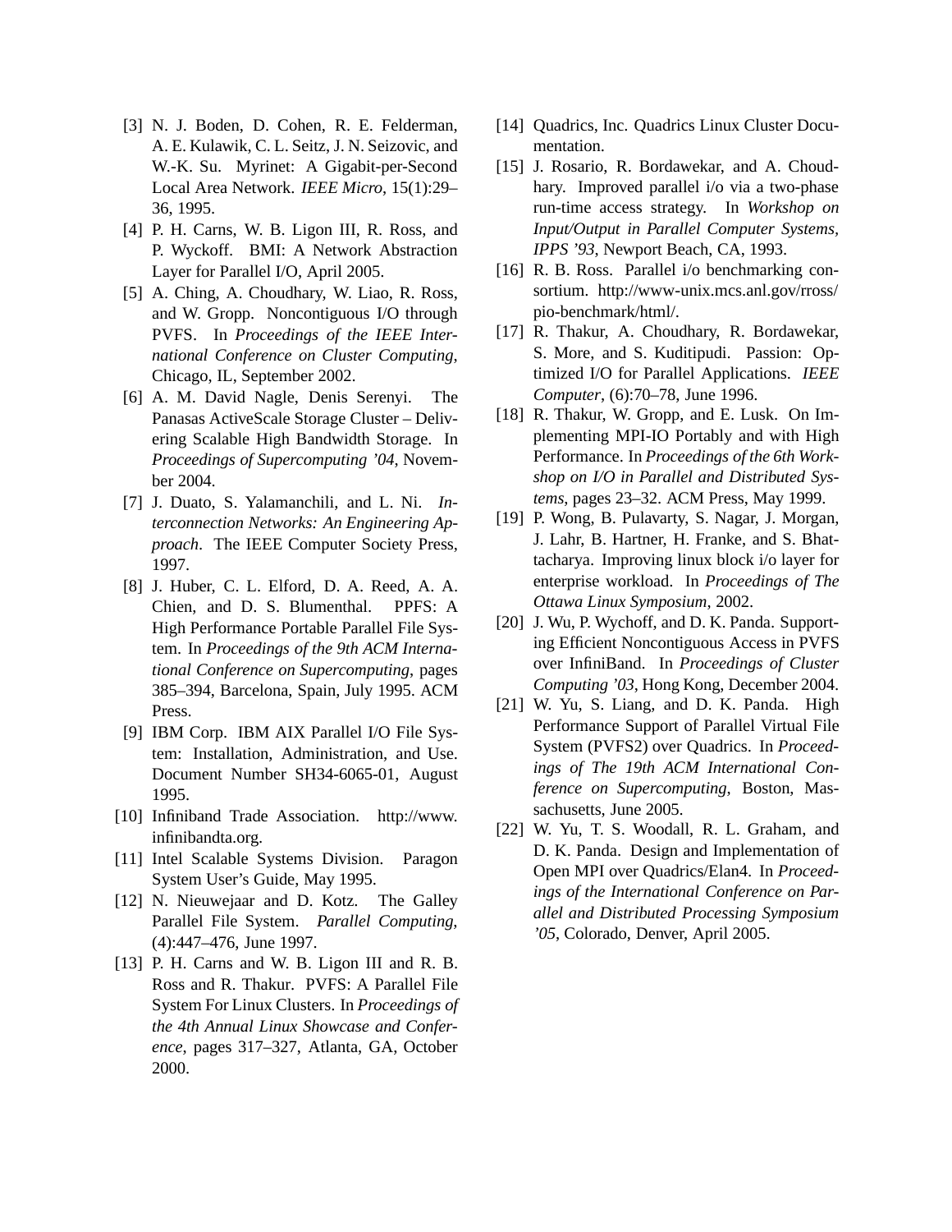[3] N. J. Boden, D. Cohen, R. E. Felderman, A. E. Kulawik, C. L. Seitz, J. N. Seizovic, and W.-K. Su. Myrinet: A Gigabit-per-Second Local Area Network. *IEEE Micro*, 15(1):29–36, 1995.

[4] P. H. Carns, W. B. Ligon III, R. Ross, and P. Wyckoff. BMI: A Network Abstraction Layer for Parallel I/O, April 2005.

[5] A. Ching, A. Choudhary, W. Liao, R. Ross, and W. Gropp. Noncontiguous I/O through PVFS. In *Proceedings of the IEEE International Conference on Cluster Computing*, Chicago, IL, September 2002.

[6] A. M. David Nagle, Denis Serenyi. The Panasas ActiveScale Storage Cluster – Delivering Scalable High Bandwidth Storage. In *Proceedings of Supercomputing '04*, November 2004.

[7] J. Duato, S. Yalamanchili, and L. Ni. *Interconnection Networks: An Engineering Approach*. The IEEE Computer Society Press, 1997.

[8] J. Huber, C. L. Elford, D. A. Reed, A. A. Chien, and D. S. Blumenthal. PPFS: A High Performance Portable Parallel File System. In *Proceedings of the 9th ACM International Conference on Supercomputing*, pages 385–394, Barcelona, Spain, July 1995. ACM Press.

[9] IBM Corp. IBM AIX Parallel I/O File System: Installation, Administration, and Use. Document Number SH34-6065-01, August 1995.

[10] Infiniband Trade Association. http://www.infinibandta.org.

[11] Intel Scalable Systems Division. Paragon System User's Guide, May 1995.

[12] N. Nieuwejaar and D. Kotz. The Galley Parallel File System. *Parallel Computing*, (4):447–476, June 1997.

[13] P. H. Carns and W. B. Ligon III and R. B. Ross and R. Thakur. PVFS: A Parallel File System For Linux Clusters. In *Proceedings of the 4th Annual Linux Showcase and Conference*, pages 317–327, Atlanta, GA, October 2000.

[14] Quadrics, Inc. Quadrics Linux Cluster Documentation.

[15] J. Rosario, R. Bordawekar, and A. Choudhary. Improved parallel i/o via a two-phase run-time access strategy. In *Workshop on Input/Output in Parallel Computer Systems, IPPS '93*, Newport Beach, CA, 1993.

[16] R. B. Ross. Parallel i/o benchmarking consortium. http://www-unix.mcs.anl.gov/rross/pio-benchmark/html/.

[17] R. Thakur, A. Choudhary, R. Bordawekar, S. More, and S. Kuditipudi. Passion: Optimized I/O for Parallel Applications. *IEEE Computer*, (6):70–78, June 1996.

[18] R. Thakur, W. Gropp, and E. Lusk. On Implementing MPI-IO Portably and with High Performance. In *Proceedings of the 6th Workshop on I/O in Parallel and Distributed Systems*, pages 23–32. ACM Press, May 1999.

[19] P. Wong, B. Pulavarty, S. Nagar, J. Morgan, J. Lahr, B. Hartner, H. Franke, and S. Bhattacharya. Improving linux block i/o layer for enterprise workload. In *Proceedings of The Ottawa Linux Symposium*, 2002.

[20] J. Wu, P. Wychoff, and D. K. Panda. Supporting Efficient Noncontiguous Access in PVFS over InfiniBand. In *Proceedings of Cluster Computing '03*, Hong Kong, December 2004.

[21] W. Yu, S. Liang, and D. K. Panda. High Performance Support of Parallel Virtual File System (PVFS2) over Quadrics. In *Proceedings of The 19th ACM International Conference on Supercomputing*, Boston, Massachusetts, June 2005.

[22] W. Yu, T. S. Woodall, R. L. Graham, and D. K. Panda. Design and Implementation of Open MPI over Quadrics/Elan4. In *Proceedings of the International Conference on Parallel and Distributed Processing Symposium '05*, Colorado, Denver, April 2005.